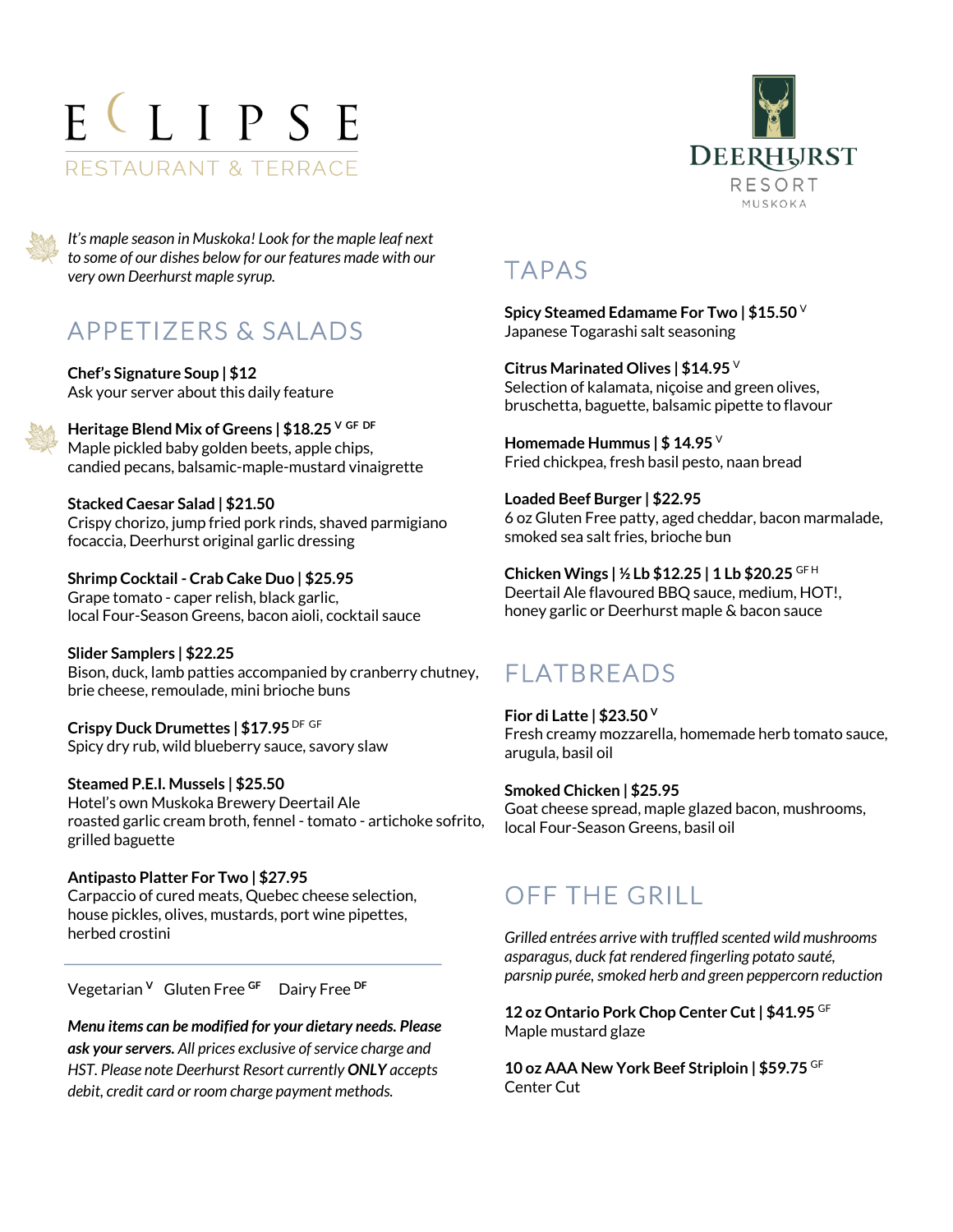# ECLIPSE
RESTAURANT & TERRACE

DEERHURST RESORT
MUSKOKA

*It's maple season in Muskoka! Look for the maple leaf next to some of our dishes below for our features made with our very own Deerhurst maple syrup.*

## APPETIZERS & SALADS

**Chef's Signature Soup | $12**
Ask your server about this daily feature

**Heritage Blend Mix of Greens | $18.25** V GF DF
Maple pickled baby golden beets, apple chips, candied pecans, balsamic-maple-mustard vinaigrette

**Stacked Caesar Salad | $21.50**
Crispy chorizo, jump fried pork rinds, shaved parmigiano focaccia, Deerhurst original garlic dressing

**Shrimp Cocktail - Crab Cake Duo | $25.95**
Grape tomato - caper relish, black garlic, local Four-Season Greens, bacon aioli, cocktail sauce

**Slider Samplers | $22.25**
Bison, duck, lamb patties accompanied by cranberry chutney, brie cheese, remoulade, mini brioche buns

**Crispy Duck Drumettes | $17.95** DF GF
Spicy dry rub, wild blueberry sauce, savory slaw

**Steamed P.E.I. Mussels | $25.50**
Hotel's own Muskoka Brewery Deertail Ale roasted garlic cream broth, fennel - tomato - artichoke sofrito, grilled baguette

**Antipasto Platter For Two | $27.95**
Carpaccio of cured meats, Quebec cheese selection, house pickles, olives, mustards, port wine pipettes, herbed crostini

---

Vegetarian V Gluten Free GF Dairy Free DF

***Menu items can be modified for your dietary needs. Please ask your servers.*** *All prices exclusive of service charge and HST. Please note Deerhurst Resort currently **ONLY** accepts debit, credit card or room charge payment methods.*

## TAPAS

**Spicy Steamed Edamame For Two | $15.50** V
Japanese Togarashi salt seasoning

**Citrus Marinated Olives | $14.95** V
Selection of kalamata, niçoise and green olives, bruschetta, baguette, balsamic pipette to flavour

**Homemade Hummus | $ 14.95** V
Fried chickpea, fresh basil pesto, naan bread

**Loaded Beef Burger | $22.95**
6 oz Gluten Free patty, aged cheddar, bacon marmalade, smoked sea salt fries, brioche bun

**Chicken Wings | ½ Lb $12.25 | 1 Lb $20.25** GF H
Deertail Ale flavoured BBQ sauce, medium, HOT!, honey garlic or Deerhurst maple & bacon sauce

## FLATBREADS

**Fior di Latte | $23.50** V
Fresh creamy mozzarella, homemade herb tomato sauce, arugula, basil oil

**Smoked Chicken | $25.95**
Goat cheese spread, maple glazed bacon, mushrooms, local Four-Season Greens, basil oil

## OFF THE GRILL

*Grilled entrées arrive with truffled scented wild mushrooms asparagus, duck fat rendered fingerling potato sauté, parsnip purée, smoked herb and green peppercorn reduction*

**12 oz Ontario Pork Chop Center Cut | $41.95** GF
Maple mustard glaze

**10 oz AAA New York Beef Striploin | $59.75** GF
Center Cut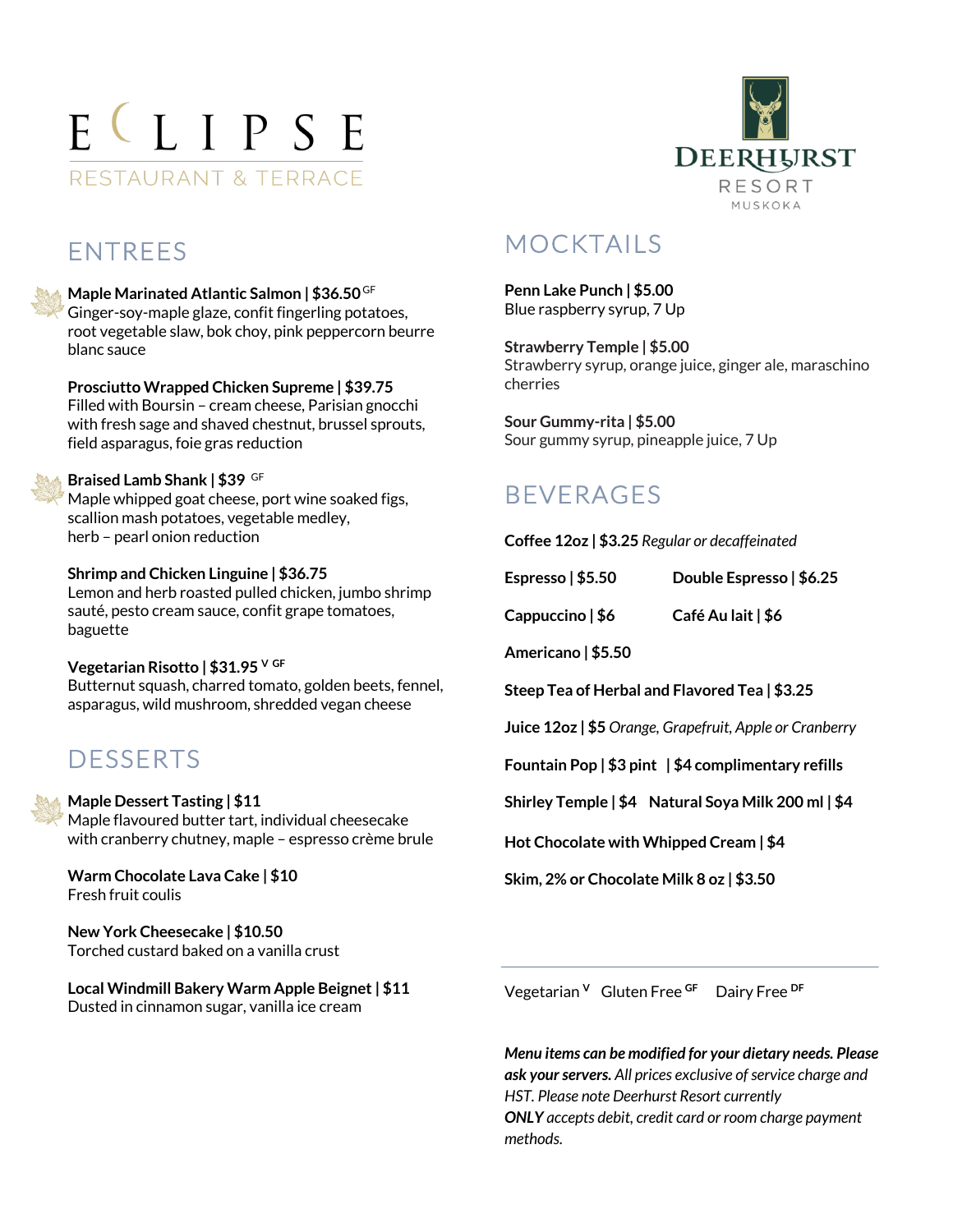# ECLIPSE

RESTAURANT & TERRACE

DEERHURST RESORT MUSKOKA

## ENTREES

**Maple Marinated Atlantic Salmon | $36.50** GF
Ginger-soy-maple glaze, confit fingerling potatoes, root vegetable slaw, bok choy, pink peppercorn beurre blanc sauce

**Prosciutto Wrapped Chicken Supreme | $39.75**
Filled with Boursin – cream cheese, Parisian gnocchi with fresh sage and shaved chestnut, brussel sprouts, field asparagus, foie gras reduction

**Braised Lamb Shank | $39** GF
Maple whipped goat cheese, port wine soaked figs, scallion mash potatoes, vegetable medley, herb – pearl onion reduction

**Shrimp and Chicken Linguine | $36.75**
Lemon and herb roasted pulled chicken, jumbo shrimp sauté, pesto cream sauce, confit grape tomatoes, baguette

**Vegetarian Risotto | $31.95** V GF
Butternut squash, charred tomato, golden beets, fennel, asparagus, wild mushroom, shredded vegan cheese

## DESSERTS

**Maple Dessert Tasting | $11**
Maple flavoured butter tart, individual cheesecake with cranberry chutney, maple – espresso crème brule

**Warm Chocolate Lava Cake | $10**
Fresh fruit coulis

**New York Cheesecake | $10.50**
Torched custard baked on a vanilla crust

**Local Windmill Bakery Warm Apple Beignet | $11**
Dusted in cinnamon sugar, vanilla ice cream

## MOCKTAILS

**Penn Lake Punch | $5.00**
Blue raspberry syrup, 7 Up

**Strawberry Temple | $5.00**
Strawberry syrup, orange juice, ginger ale, maraschino cherries

**Sour Gummy-rita | $5.00**
Sour gummy syrup, pineapple juice, 7 Up

## BEVERAGES

**Coffee 12oz | $3.25** *Regular or decaffeinated*

**Espresso | $5.50** **Double Espresso | $6.25**

**Cappuccino | $6** **Café Au lait | $6**

**Americano | $5.50**

**Steep Tea of Herbal and Flavored Tea | $3.25**

**Juice 12oz | $5** *Orange, Grapefruit, Apple or Cranberry*

**Fountain Pop | $3 pint | $4 complimentary refills**

**Shirley Temple | $4** **Natural Soya Milk 200 ml | $4**

**Hot Chocolate with Whipped Cream | $4**

**Skim, 2% or Chocolate Milk 8 oz | $3.50**

---

Vegetarian V Gluten Free GF Dairy Free DF

***Menu items can be modified for your dietary needs. Please ask your servers.*** *All prices exclusive of service charge and HST. Please note Deerhurst Resort currently* ***ONLY*** *accepts debit, credit card or room charge payment methods.*